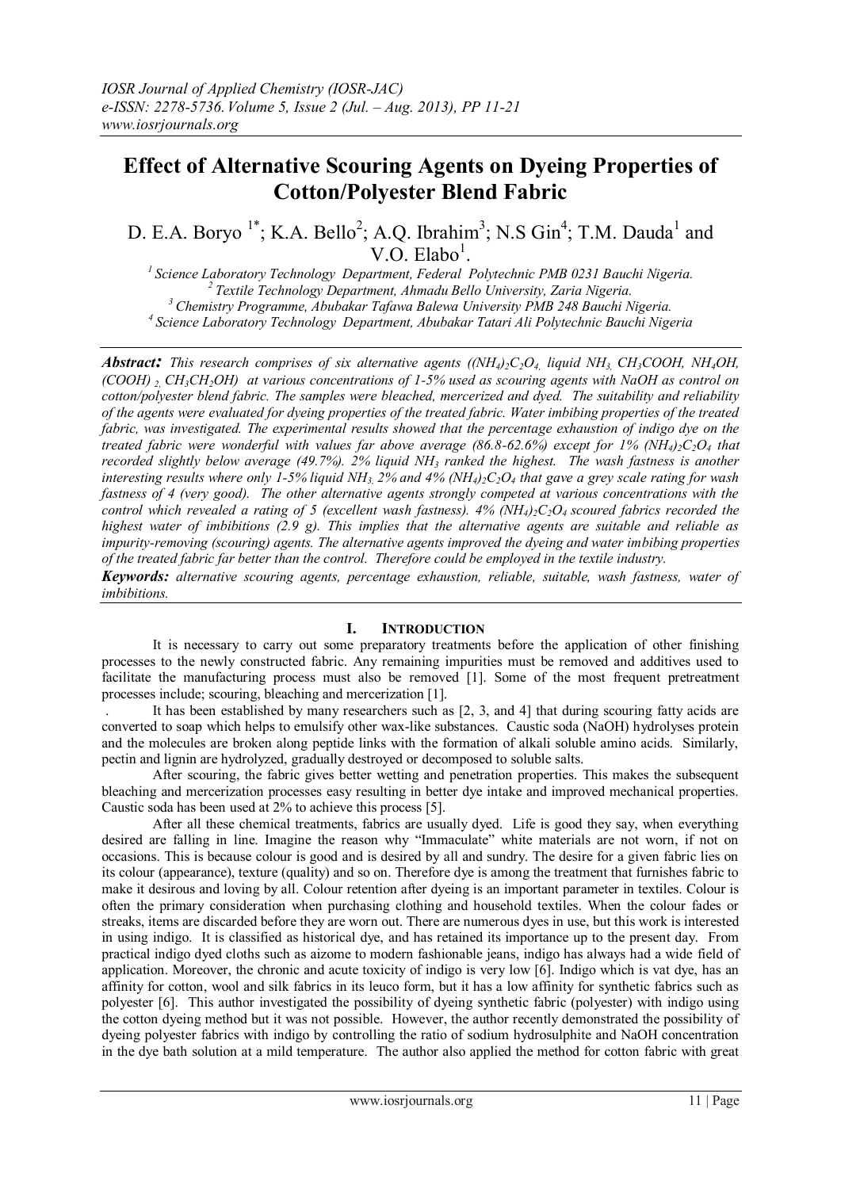# Effect of Alternative Scouring Agents on Dyeing Properties of Cotton/Polyester Blend Fabric

D. E.A. Boryo [1*]; K.A. Bello[2]; A.Q. Ibrahim[3]; N.S Gin[4]; T.M. Dauda[1] and V.O. Elabo[1].

[1] *Science Laboratory Technology Department, Federal Polytechnic PMB 0231 Bauchi Nigeria.*
[2] *Textile Technology Department, Ahmadu Bello University, Zaria Nigeria.*
[3] *Chemistry Programme, Abubakar Tafawa Balewa University PMB 248 Bauchi Nigeria.*
[4] *Science Laboratory Technology Department, Abubakar Tatari Ali Polytechnic Bauchi Nigeria*

***Abstract:*** *This research comprises of six alternative agents (($(NH_4)_2C_2O_4$, liquid $NH_3$, $CH_3COOH$, $NH_4OH$, $(COOH)_2$, $CH_3CH_2OH$) at various concentrations of 1-5% used as scouring agents with NaOH as control on cotton/polyester blend fabric. The samples were bleached, mercerized and dyed. The suitability and reliability of the agents were evaluated for dyeing properties of the treated fabric. Water imbibing properties of the treated fabric, was investigated. The experimental results showed that the percentage exhaustion of indigo dye on the treated fabric were wonderful with values far above average (86.8-62.6%) except for 1% $(NH_4)_2C_2O_4$ that recorded slightly below average (49.7%). 2% liquid $NH_3$ ranked the highest. The wash fastness is another interesting results where only 1-5% liquid $NH_3$, 2% and 4% $(NH_4)_2C_2O_4$ that gave a grey scale rating for wash fastness of 4 (very good). The other alternative agents strongly competed at various concentrations with the control which revealed a rating of 5 (excellent wash fastness). 4% $(NH_4)_2C_2O_4$ scoured fabrics recorded the highest water of imbibitions (2.9 g). This implies that the alternative agents are suitable and reliable as impurity-removing (scouring) agents. The alternative agents improved the dyeing and water imbibing properties of the treated fabric far better than the control. Therefore could be employed in the textile industry.*

***Keywords:*** *alternative scouring agents, percentage exhaustion, reliable, suitable, wash fastness, water of imbibitions.*

## I. Introduction

It is necessary to carry out some preparatory treatments before the application of other finishing processes to the newly constructed fabric. Any remaining impurities must be removed and additives used to facilitate the manufacturing process must also be removed [1]. Some of the most frequent pretreatment processes include; scouring, bleaching and mercerization [1].

. It has been established by many researchers such as [2, 3, and 4] that during scouring fatty acids are converted to soap which helps to emulsify other wax-like substances. Caustic soda (NaOH) hydrolyses protein and the molecules are broken along peptide links with the formation of alkali soluble amino acids. Similarly, pectin and lignin are hydrolyzed, gradually destroyed or decomposed to soluble salts.

After scouring, the fabric gives better wetting and penetration properties. This makes the subsequent bleaching and mercerization processes easy resulting in better dye intake and improved mechanical properties. Caustic soda has been used at 2% to achieve this process [5].

After all these chemical treatments, fabrics are usually dyed. Life is good they say, when everything desired are falling in line. Imagine the reason why "Immaculate" white materials are not worn, if not on occasions. This is because colour is good and is desired by all and sundry. The desire for a given fabric lies on its colour (appearance), texture (quality) and so on. Therefore dye is among the treatment that furnishes fabric to make it desirous and loving by all. Colour retention after dyeing is an important parameter in textiles. Colour is often the primary consideration when purchasing clothing and household textiles. When the colour fades or streaks, items are discarded before they are worn out. There are numerous dyes in use, but this work is interested in using indigo. It is classified as historical dye, and has retained its importance up to the present day. From practical indigo dyed cloths such as aizome to modern fashionable jeans, indigo has always had a wide field of application. Moreover, the chronic and acute toxicity of indigo is very low [6]. Indigo which is vat dye, has an affinity for cotton, wool and silk fabrics in its leuco form, but it has a low affinity for synthetic fabrics such as polyester [6]. This author investigated the possibility of dyeing synthetic fabric (polyester) with indigo using the cotton dyeing method but it was not possible. However, the author recently demonstrated the possibility of dyeing polyester fabrics with indigo by controlling the ratio of sodium hydrosulphite and NaOH concentration in the dye bath solution at a mild temperature. The author also applied the method for cotton fabric with great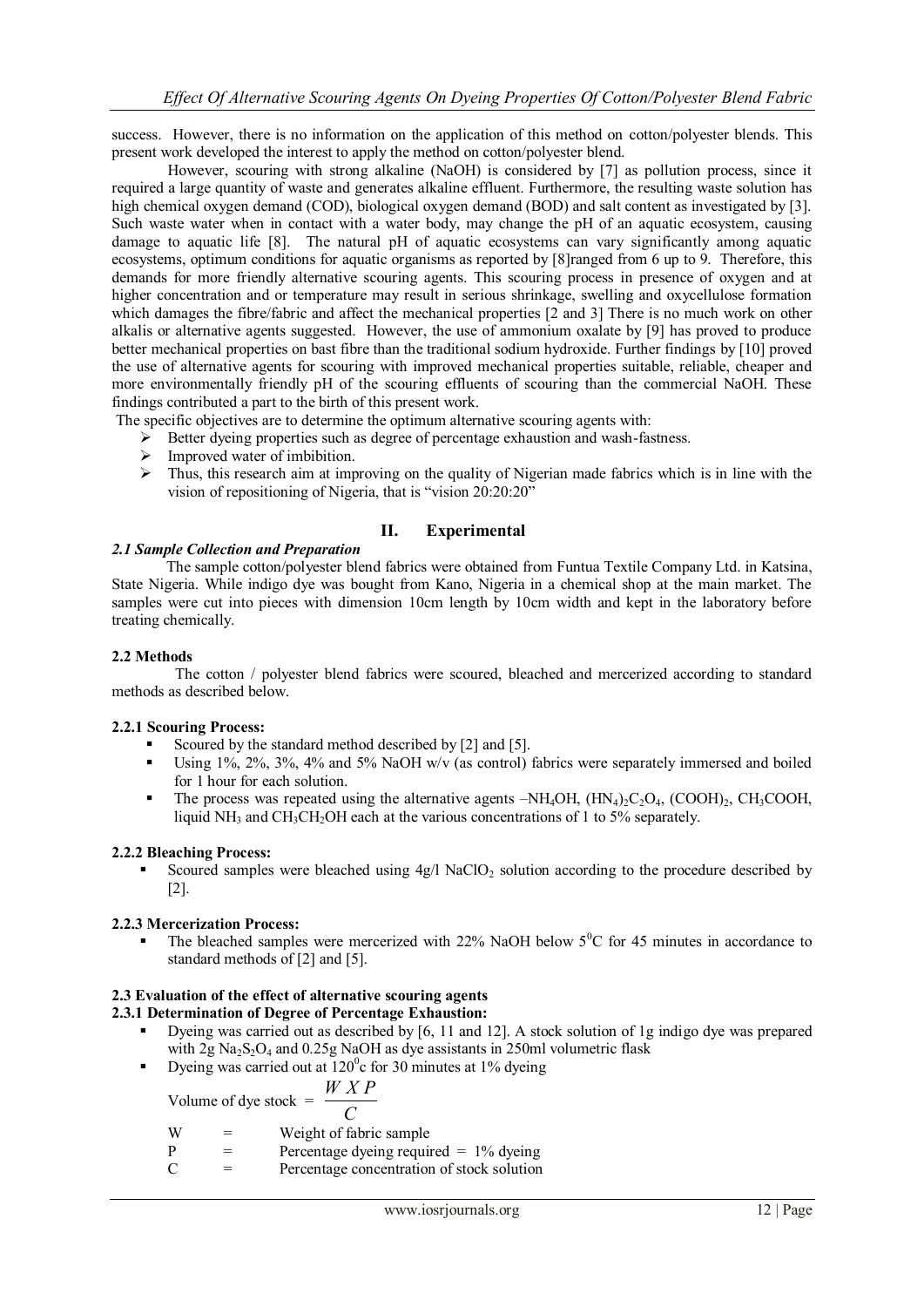success. However, there is no information on the application of this method on cotton/polyester blends. This present work developed the interest to apply the method on cotton/polyester blend.

However, scouring with strong alkaline (NaOH) is considered by [7] as pollution process, since it required a large quantity of waste and generates alkaline effluent. Furthermore, the resulting waste solution has high chemical oxygen demand (COD), biological oxygen demand (BOD) and salt content as investigated by [3]. Such waste water when in contact with a water body, may change the pH of an aquatic ecosystem, causing damage to aquatic life [8]. The natural pH of aquatic ecosystems can vary significantly among aquatic ecosystems, optimum conditions for aquatic organisms as reported by [8]ranged from 6 up to 9. Therefore, this demands for more friendly alternative scouring agents. This scouring process in presence of oxygen and at higher concentration and or temperature may result in serious shrinkage, swelling and oxycellulose formation which damages the fibre/fabric and affect the mechanical properties [2 and 3] There is no much work on other alkalis or alternative agents suggested. However, the use of ammonium oxalate by [9] has proved to produce better mechanical properties on bast fibre than the traditional sodium hydroxide. Further findings by [10] proved the use of alternative agents for scouring with improved mechanical properties suitable, reliable, cheaper and more environmentally friendly pH of the scouring effluents of scouring than the commercial NaOH. These findings contributed a part to the birth of this present work.

The specific objectives are to determine the optimum alternative scouring agents with:

- Better dyeing properties such as degree of percentage exhaustion and wash-fastness.
- Improved water of imbibition.
- Thus, this research aim at improving on the quality of Nigerian made fabrics which is in line with the vision of repositioning of Nigeria, that is "vision 20:20:20"

## II. Experimental

### *2.1 Sample Collection and Preparation*

The sample cotton/polyester blend fabrics were obtained from Funtua Textile Company Ltd. in Katsina, State Nigeria. While indigo dye was bought from Kano, Nigeria in a chemical shop at the main market. The samples were cut into pieces with dimension 10cm length by 10cm width and kept in the laboratory before treating chemically.

### 2.2 Methods

The cotton / polyester blend fabrics were scoured, bleached and mercerized according to standard methods as described below.

#### 2.2.1 Scouring Process:

- Scoured by the standard method described by [2] and [5].
- Using 1%, 2%, 3%, 4% and 5% NaOH w/v (as control) fabrics were separately immersed and boiled for 1 hour for each solution.
- The process was repeated using the alternative agents –$NH_4OH$, $(HN_4)_2C_2O_4$, $(COOH)_2$, $CH_3COOH$, liquid $NH_3$ and $CH_3CH_2OH$ each at the various concentrations of 1 to 5% separately.

#### 2.2.2 Bleaching Process:

- Scoured samples were bleached using 4g/l $NaClO_2$ solution according to the procedure described by [2].

#### 2.2.3 Mercerization Process:

- The bleached samples were mercerized with 22% NaOH below $5^0C$ for 45 minutes in accordance to standard methods of [2] and [5].

### 2.3 Evaluation of the effect of alternative scouring agents

#### 2.3.1 Determination of Degree of Percentage Exhaustion:

- Dyeing was carried out as described by [6, 11 and 12]. A stock solution of 1g indigo dye was prepared with 2g $Na_2S_2O_4$ and 0.25g NaOH as dye assistants in 250ml volumetric flask
- Dyeing was carried out at $120^0c$ for 30 minutes at 1% dyeing

$$\text{Volume of dye stock} = \frac{W \; X \; P}{C}$$

W = Weight of fabric sample

P = Percentage dyeing required = 1% dyeing

C = Percentage concentration of stock solution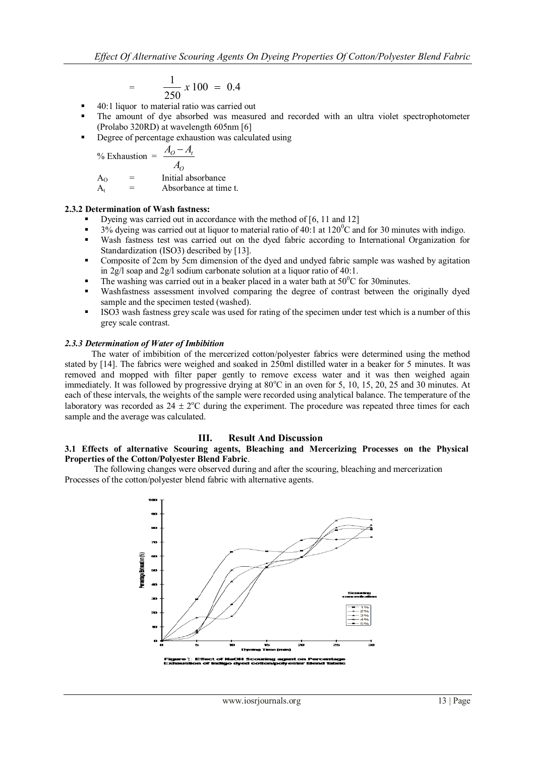$$= \quad \frac{1}{250} x\,100 \;=\; 0.4$$

- 40:1 liquor to material ratio was carried out
- The amount of dye absorbed was measured and recorded with an ultra violet spectrophotometer (Prolabo 320RD) at wavelength 605nm [6]
- Degree of percentage exhaustion was calculated using

$$\% \text{ Exhaustion} = \frac{A_O - A_t}{A_O}$$

$A_O$ = Initial absorbance
$A_t$ = Absorbance at time t.

**2.3.2 Determination of Wash fastness:**

- Dyeing was carried out in accordance with the method of [6, 11 and 12]
- 3% dyeing was carried out at liquor to material ratio of 40:1 at 120$^0$C and for 30 minutes with indigo.
- Wash fastness test was carried out on the dyed fabric according to International Organization for Standardization (ISO3) described by [13].
- Composite of 2cm by 5cm dimension of the dyed and undyed fabric sample was washed by agitation in 2g/l soap and 2g/l sodium carbonate solution at a liquor ratio of 40:1.
- The washing was carried out in a beaker placed in a water bath at 50$^0$C for 30minutes.
- Washfastness assessment involved comparing the degree of contrast between the originally dyed sample and the specimen tested (washed).
- ISO3 wash fastness grey scale was used for rating of the specimen under test which is a number of this grey scale contrast.

***2.3.3 Determination of Water of Imbibition***

The water of imbibition of the mercerized cotton/polyester fabrics were determined using the method stated by [14]. The fabrics were weighed and soaked in 250ml distilled water in a beaker for 5 minutes. It was removed and mopped with filter paper gently to remove excess water and it was then weighed again immediately. It was followed by progressive drying at 80$^o$C in an oven for 5, 10, 15, 20, 25 and 30 minutes. At each of these intervals, the weights of the sample were recorded using analytical balance. The temperature of the laboratory was recorded as 24 ± 2$^o$C during the experiment. The procedure was repeated three times for each sample and the average was calculated.

## III. Result And Discussion

**3.1 Effects of alternative Scouring agents, Bleaching and Mercerizing Processes on the Physical Properties of the Cotton/Polyester Blend Fabric**.

The following changes were observed during and after the scouring, bleaching and mercerization Processes of the cotton/polyester blend fabric with alternative agents.

Figure 1: Effect of NaOH Scouring agent on Percentage Exhaustion of Indigo dyed cotton/polyester blend fabric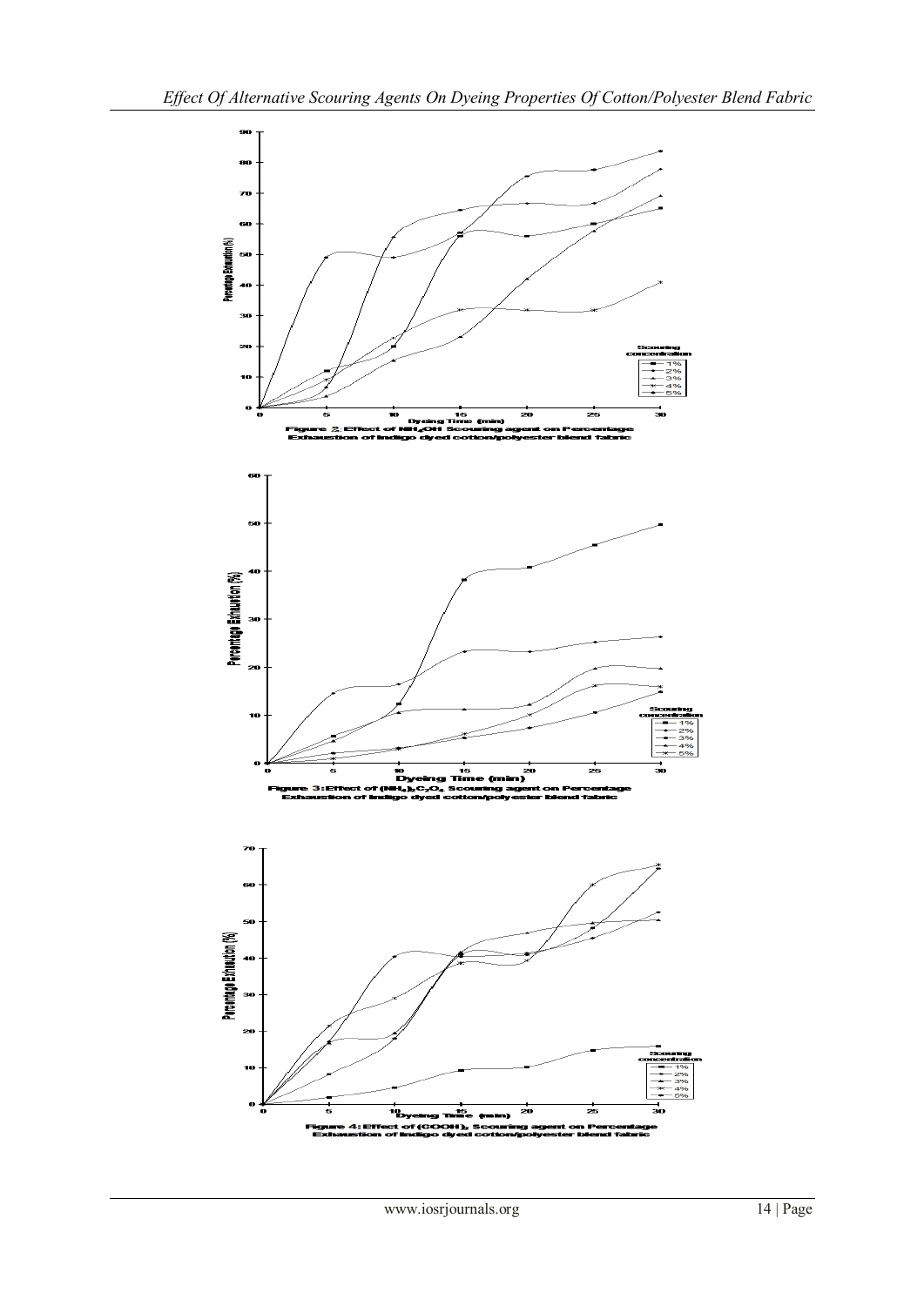Figure 2. Effect of $NH_4OH$ Scouring agent on Percentage Exhaustion of Indigo dyed cotton/polyester blend fabric

Figure 3: Effect of $(NH_4)_2C_2O_4$ Scouring agent on Percentage Exhaustion of Indigo dyed cotton/polyester blend fabric

Figure 4: Effect of $(COOH)_2$ Scouring agent on Percentage Exhaustion of Indigo dyed cotton/polyester blend fabric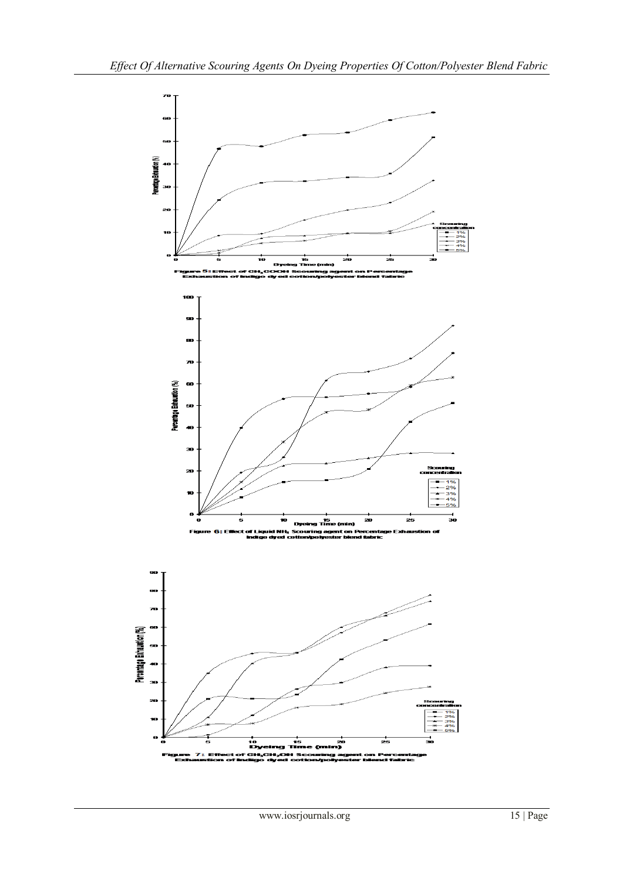Figure 5: Effect of $CH_3COOH$ Scouring agent on Percentage Exhaustion of Indigo dyed cotton/polyester blend fabric

Figure 6: Effect of Liquid $NH_3$ Scouring agent on Percentage Exhaustion of Indigo dyed cotton/polyester blend fabric

Figure 7: Effect of $CH_3CH_2OH$ Scouring agent on Percentage Exhaustion of Indigo dyed cotton/polyester blend fabric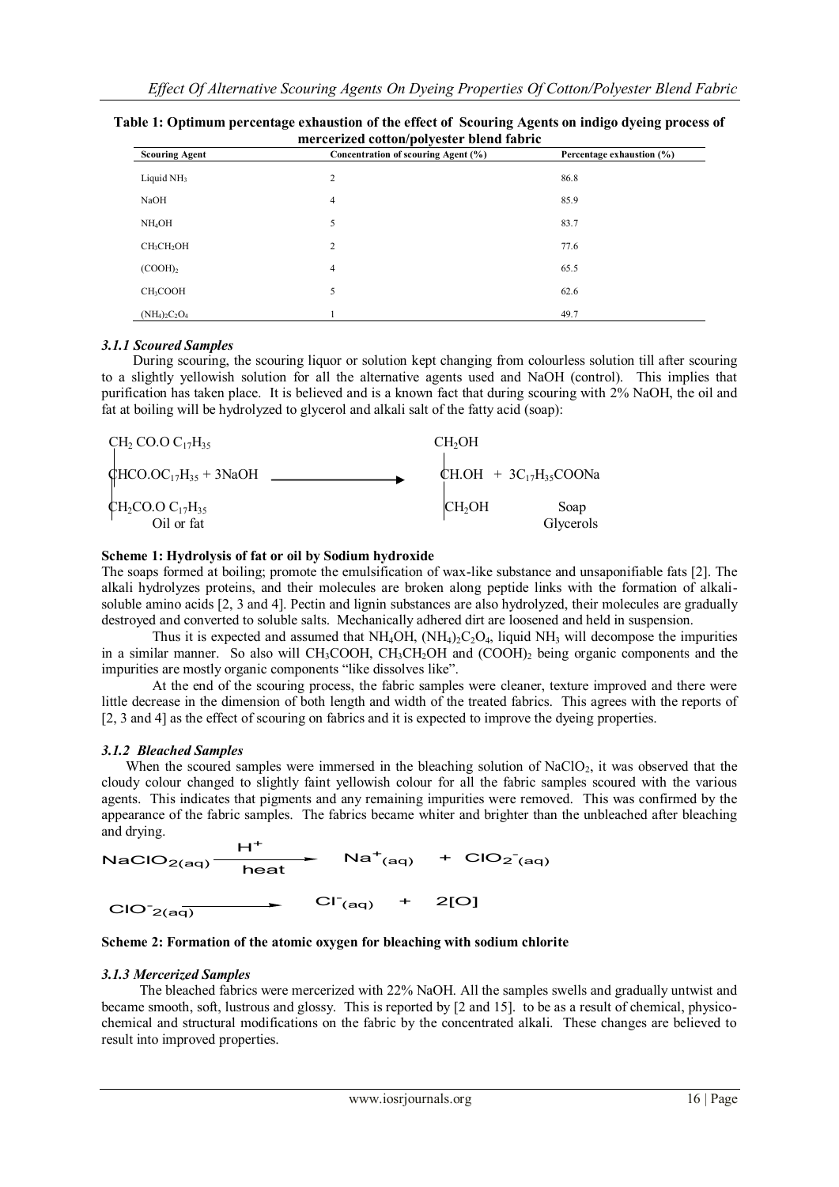**Table 1: Optimum percentage exhaustion of the effect of Scouring Agents on indigo dyeing process of mercerized cotton/polyester blend fabric**

| Scouring Agent | Concentration of scouring Agent (%) | Percentage exhaustion (%) |
|---|---|---|
| Liquid $NH_3$ | 2 | 86.8 |
| NaOH | 4 | 85.9 |
| $NH_4OH$ | 5 | 83.7 |
| $CH_3CH_2OH$ | 2 | 77.6 |
| $(COOH)_2$ | 4 | 65.5 |
| $CH_3COOH$ | 5 | 62.6 |
| $(NH_4)_2C_2O_4$ | 1 | 49.7 |

### *3.1.1 Scoured Samples*

During scouring, the scouring liquor or solution kept changing from colourless solution till after scouring to a slightly yellowish solution for all the alternative agents used and NaOH (control). This implies that purification has taken place. It is believed and is a known fact that during scouring with 2% NaOH, the oil and fat at boiling will be hydrolyzed to glycerol and alkali salt of the fatty acid (soap):

$$\begin{array}{l} CH_2\,CO.O\,C_{17}H_{35} \\ CHCO.OC_{17}H_{35} + 3NaOH \\ CH_2CO.O\,C_{17}H_{35} \\ \text{Oil or fat} \end{array} \longrightarrow \begin{array}{l} CH_2OH \\ CH.OH \;+\; 3C_{17}H_{35}COONa \\ CH_2OH \qquad\quad \text{Soap} \\ \qquad\qquad\quad \text{Glycerols} \end{array}$$

**Scheme 1: Hydrolysis of fat or oil by Sodium hydroxide**

The soaps formed at boiling; promote the emulsification of wax-like substance and unsaponifiable fats [2]. The alkali hydrolyzes proteins, and their molecules are broken along peptide links with the formation of alkali-soluble amino acids [2, 3 and 4]. Pectin and lignin substances are also hydrolyzed, their molecules are gradually destroyed and converted to soluble salts. Mechanically adhered dirt are loosened and held in suspension.

Thus it is expected and assumed that $NH_4OH$, $(NH_4)_2C_2O_4$, liquid $NH_3$ will decompose the impurities in a similar manner. So also will $CH_3COOH$, $CH_3CH_2OH$ and $(COOH)_2$ being organic components and the impurities are mostly organic components "like dissolves like".

At the end of the scouring process, the fabric samples were cleaner, texture improved and there were little decrease in the dimension of both length and width of the treated fabrics. This agrees with the reports of [2, 3 and 4] as the effect of scouring on fabrics and it is expected to improve the dyeing properties.

### *3.1.2 Bleached Samples*

When the scoured samples were immersed in the bleaching solution of $NaClO_2$, it was observed that the cloudy colour changed to slightly faint yellowish colour for all the fabric samples scoured with the various agents. This indicates that pigments and any remaining impurities were removed. This was confirmed by the appearance of the fabric samples. The fabrics became whiter and brighter than the unbleached after bleaching and drying.

$$NaClO_{2(aq)} \xrightarrow[\text{heat}]{H^+} Na^+_{(aq)} + ClO_2^-{}_{(aq)}$$

$$ClO^-_{2(aq)} \longrightarrow Cl^-_{(aq)} + 2[O]$$

**Scheme 2: Formation of the atomic oxygen for bleaching with sodium chlorite**

### *3.1.3 Mercerized Samples*

The bleached fabrics were mercerized with 22% NaOH. All the samples swells and gradually untwist and became smooth, soft, lustrous and glossy. This is reported by [2 and 15]. to be as a result of chemical, physico-chemical and structural modifications on the fabric by the concentrated alkali. These changes are believed to result into improved properties.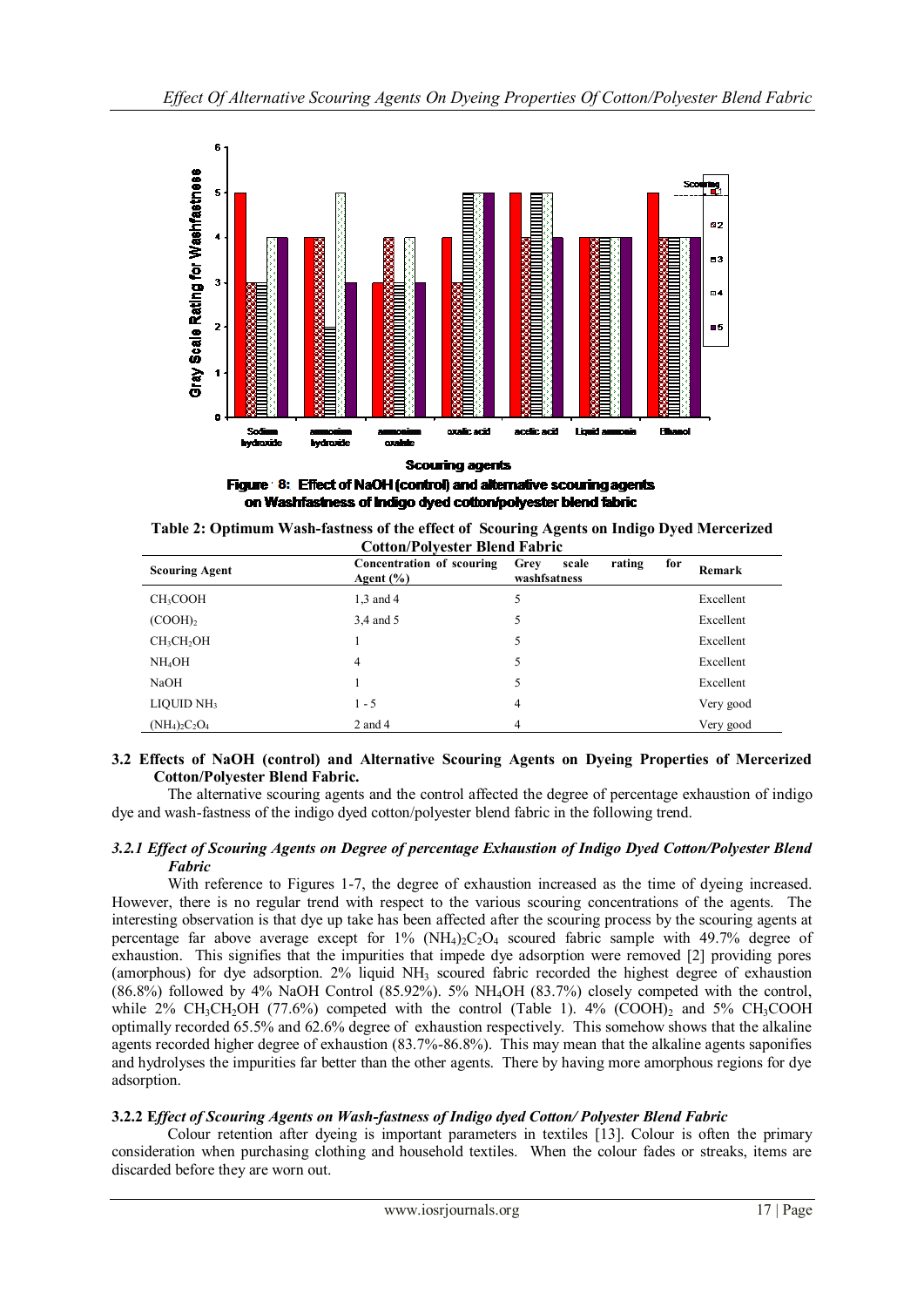Figure 8: Effect of NaOH (control) and alternative scouring agents on Washfastness of Indigo dyed cotton/polyester blend fabric

**Table 2: Optimum Wash-fastness of the effect of Scouring Agents on Indigo Dyed Mercerized Cotton/Polyester Blend Fabric**

| Scouring Agent | Concentration of scouring Agent (%) | Grey scale rating for washfsatness | Remark |
|---|---|---|---|
| $CH_3COOH$ | 1,3 and 4 | 5 | Excellent |
| $(COOH)_2$ | 3,4 and 5 | 5 | Excellent |
| $CH_3CH_2OH$ | 1 | 5 | Excellent |
| $NH_4OH$ | 4 | 5 | Excellent |
| NaOH | 1 | 5 | Excellent |
| LIQUID $NH_3$ | 1 - 5 | 4 | Very good |
| $(NH_4)_2C_2O_4$ | 2 and 4 | 4 | Very good |

### 3.2 Effects of NaOH (control) and Alternative Scouring Agents on Dyeing Properties of Mercerized Cotton/Polyester Blend Fabric.

The alternative scouring agents and the control affected the degree of percentage exhaustion of indigo dye and wash-fastness of the indigo dyed cotton/polyester blend fabric in the following trend.

#### *3.2.1 Effect of Scouring Agents on Degree of percentage Exhaustion of Indigo Dyed Cotton/Polyester Blend Fabric*

With reference to Figures 1-7, the degree of exhaustion increased as the time of dyeing increased. However, there is no regular trend with respect to the various scouring concentrations of the agents. The interesting observation is that dye up take has been affected after the scouring process by the scouring agents at percentage far above average except for 1% $(NH_4)_2C_2O_4$ scoured fabric sample with 49.7% degree of exhaustion. This signifies that the impurities that impede dye adsorption were removed [2] providing pores (amorphous) for dye adsorption. 2% liquid $NH_3$ scoured fabric recorded the highest degree of exhaustion (86.8%) followed by 4% NaOH Control (85.92%). 5% $NH_4OH$ (83.7%) closely competed with the control, while 2% $CH_3CH_2OH$ (77.6%) competed with the control (Table 1). 4% $(COOH)_2$ and 5% $CH_3COOH$ optimally recorded 65.5% and 62.6% degree of exhaustion respectively. This somehow shows that the alkaline agents recorded higher degree of exhaustion (83.7%-86.8%). This may mean that the alkaline agents saponifies and hydrolyses the impurities far better than the other agents. There by having more amorphous regions for dye adsorption.

#### 3.2.2 *Effect of Scouring Agents on Wash-fastness of Indigo dyed Cotton/ Polyester Blend Fabric*

Colour retention after dyeing is important parameters in textiles [13]. Colour is often the primary consideration when purchasing clothing and household textiles. When the colour fades or streaks, items are discarded before they are worn out.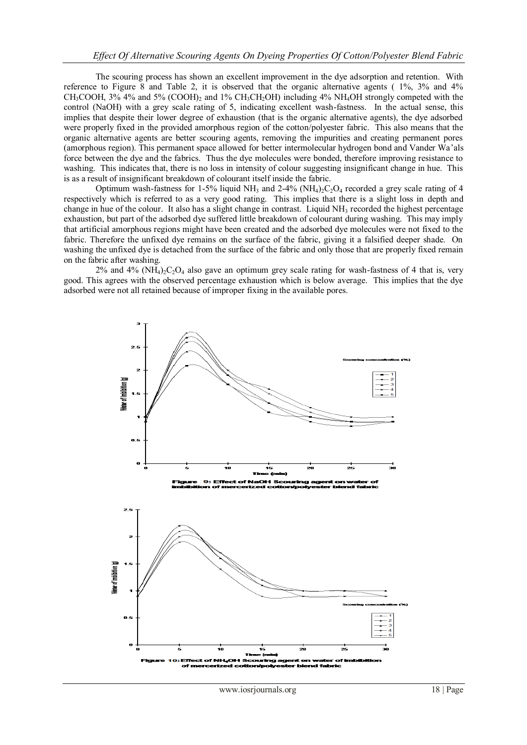The scouring process has shown an excellent improvement in the dye adsorption and retention. With reference to Figure 8 and Table 2, it is observed that the organic alternative agents ( 1%, 3% and 4% $CH_3COOH$, 3% 4% and 5% $(COOH)_2$ and 1% $CH_3CH_2OH$) including 4% $NH_4OH$ strongly competed with the control (NaOH) with a grey scale rating of 5, indicating excellent wash-fastness. In the actual sense, this implies that despite their lower degree of exhaustion (that is the organic alternative agents), the dye adsorbed were properly fixed in the provided amorphous region of the cotton/polyester fabric. This also means that the organic alternative agents are better scouring agents, removing the impurities and creating permanent pores (amorphous region). This permanent space allowed for better intermolecular hydrogen bond and Vander Wa'als force between the dye and the fabrics. Thus the dye molecules were bonded, therefore improving resistance to washing. This indicates that, there is no loss in intensity of colour suggesting insignificant change in hue. This is as a result of insignificant breakdown of colourant itself inside the fabric.

Optimum wash-fastness for 1-5% liquid $NH_3$ and 2-4% $(NH_4)_2C_2O_4$ recorded a grey scale rating of 4 respectively which is referred to as a very good rating. This implies that there is a slight loss in depth and change in hue of the colour. It also has a slight change in contrast. Liquid $NH_3$ recorded the highest percentage exhaustion, but part of the adsorbed dye suffered little breakdown of colourant during washing. This may imply that artificial amorphous regions might have been created and the adsorbed dye molecules were not fixed to the fabric. Therefore the unfixed dye remains on the surface of the fabric, giving it a falsified deeper shade. On washing the unfixed dye is detached from the surface of the fabric and only those that are properly fixed remain on the fabric after washing.

2% and 4% $(NH_4)_2C_2O_4$ also gave an optimum grey scale rating for wash-fastness of 4 that is, very good. This agrees with the observed percentage exhaustion which is below average. This implies that the dye adsorbed were not all retained because of improper fixing in the available pores.

Figure 9: Effect of NaOH Scouring agent on water of imbibition of mercerized cotton/polyester blend fabric

Figure 10: Effect of $NH_4OH$ Scouring agent on water of imbibition of mercerized cotton/polyester blend fabric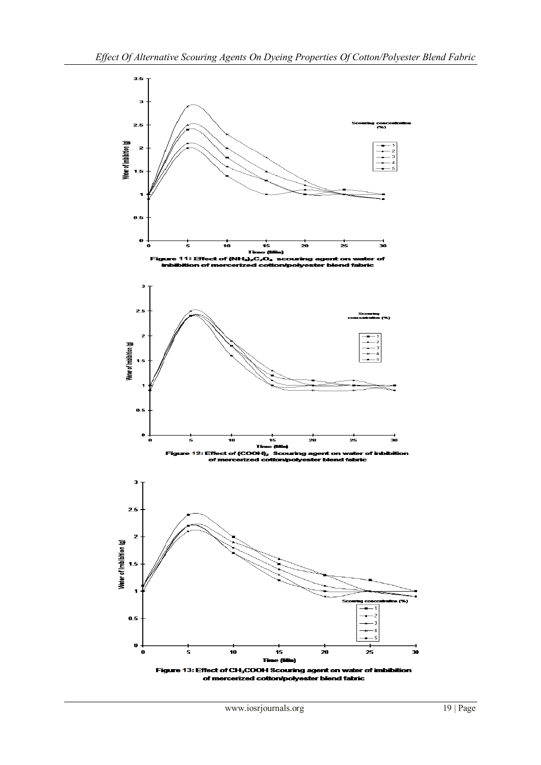Figure 11: Effect of $(NH_4)_2C_2O_4$ scouring agent on water of inbibition of mercerized cotton/polyester blend fabric

Figure 12: Effect of $(COOH)_2$ Scouring agent on water of inbibition of mercerized cotton/polyester blend fabric

Figure 13: Effect of $CH_3COOH$ Scouring agent on water of inbibition of mercerized cotton/polyester blend fabric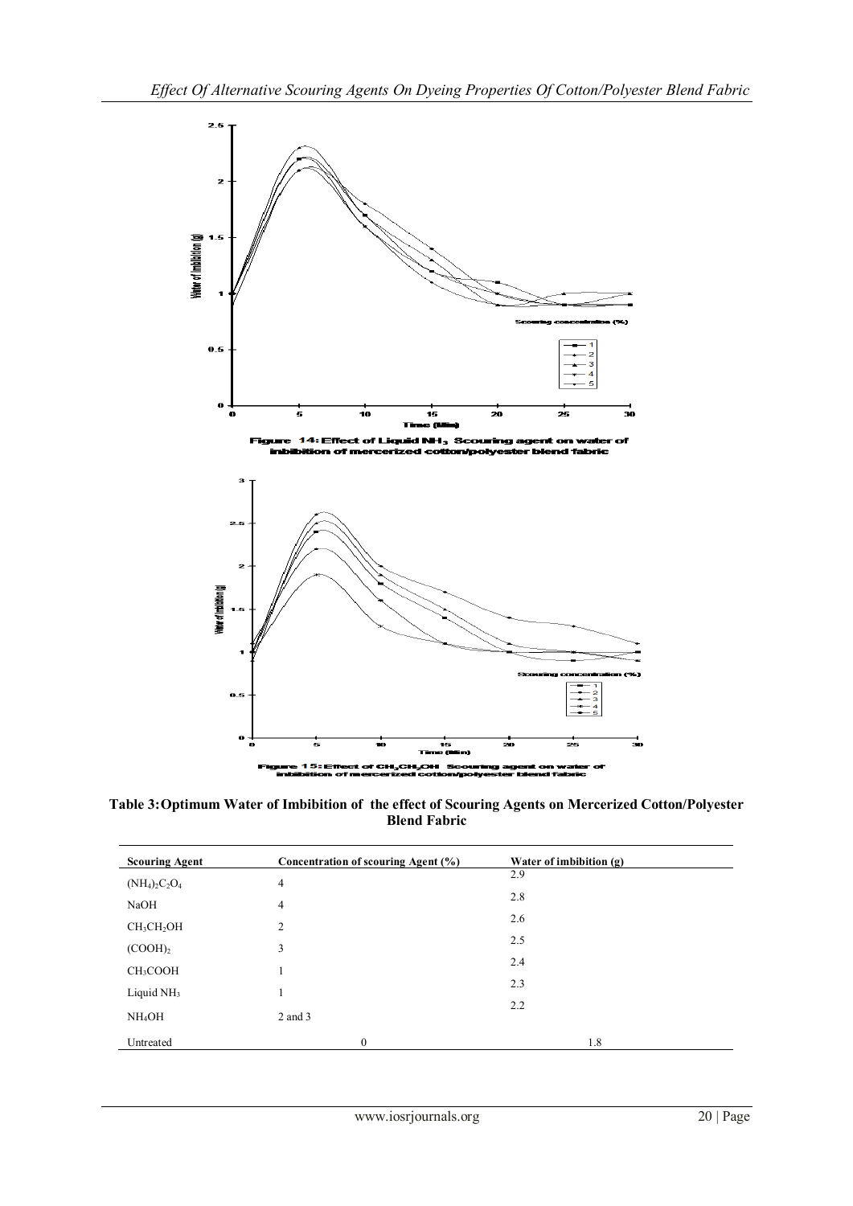Figure 14: Effect of Liquid $NH_3$ Scouring agent on water of inbibition of mercerized cotton/polyester blend fabric

Figure 15: Effect of $CH_3CH_2OH$ Scouring agent on water of inbibition of mercerized cotton/polyester blend fabric

**Table 3: Optimum Water of Imbibition of the effect of Scouring Agents on Mercerized Cotton/Polyester Blend Fabric**

| Scouring Agent | Concentration of scouring Agent (%) | Water of imbibition (g) |
|---|---|---|
| $(NH_4)_2C_2O_4$ | 4 | 2.9 |
| NaOH | 4 | 2.8 |
| $CH_3CH_2OH$ | 2 | 2.6 |
| $(COOH)_2$ | 3 | 2.5 |
| $CH_3COOH$ | 1 | 2.4 |
| Liquid $NH_3$ | 1 | 2.3 |
| $NH_4OH$ | 2 and 3 | 2.2 |
| Untreated | 0 | 1.8 |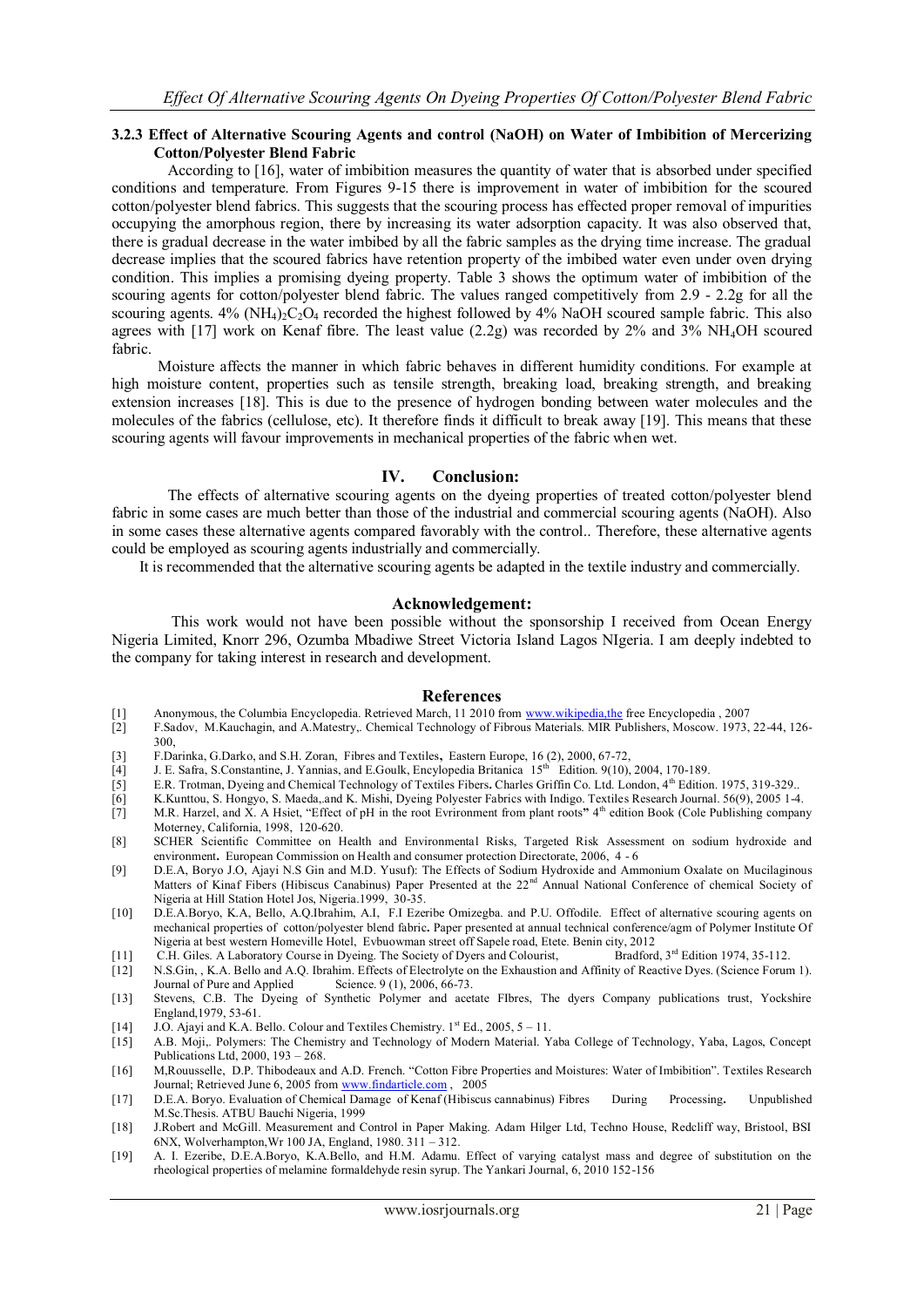### 3.2.3 Effect of Alternative Scouring Agents and control (NaOH) on Water of Imbibition of Mercerizing Cotton/Polyester Blend Fabric

According to [16], water of imbibition measures the quantity of water that is absorbed under specified conditions and temperature. From Figures 9-15 there is improvement in water of imbibition for the scoured cotton/polyester blend fabrics. This suggests that the scouring process has effected proper removal of impurities occupying the amorphous region, there by increasing its water adsorption capacity. It was also observed that, there is gradual decrease in the water imbibed by all the fabric samples as the drying time increase. The gradual decrease implies that the scoured fabrics have retention property of the imbibed water even under oven drying condition. This implies a promising dyeing property. Table 3 shows the optimum water of imbibition of the scouring agents for cotton/polyester blend fabric. The values ranged competitively from 2.9 - 2.2g for all the scouring agents. 4% $(NH_4)_2C_2O_4$ recorded the highest followed by 4% NaOH scoured sample fabric. This also agrees with [17] work on Kenaf fibre. The least value (2.2g) was recorded by 2% and 3% $NH_4OH$ scoured fabric.

Moisture affects the manner in which fabric behaves in different humidity conditions. For example at high moisture content, properties such as tensile strength, breaking load, breaking strength, and breaking extension increases [18]. This is due to the presence of hydrogen bonding between water molecules and the molecules of the fabrics (cellulose, etc). It therefore finds it difficult to break away [19]. This means that these scouring agents will favour improvements in mechanical properties of the fabric when wet.

## IV. Conclusion:

The effects of alternative scouring agents on the dyeing properties of treated cotton/polyester blend fabric in some cases are much better than those of the industrial and commercial scouring agents (NaOH). Also in some cases these alternative agents compared favorably with the control.. Therefore, these alternative agents could be employed as scouring agents industrially and commercially.

It is recommended that the alternative scouring agents be adapted in the textile industry and commercially.

## Acknowledgement:

This work would not have been possible without the sponsorship I received from Ocean Energy Nigeria Limited, Knorr 296, Ozumba Mbadiwe Street Victoria Island Lagos NIgeria. I am deeply indebted to the company for taking interest in research and development.

## References

[1] Anonymous, the Columbia Encyclopedia. Retrieved March, 11 2010 from www.wikipedia,the free Encyclopedia , 2007

[2] F.Sadov, M.Kauchagin, and A.Matestry,. Chemical Technology of Fibrous Materials. MIR Publishers, Moscow. 1973, 22-44, 126-300,

[3] F.Darinka, G.Darko, and S.H. Zoran, Fibres and Textiles**,** Eastern Europe, 16 (2), 2000, 67-72,

[4] J. E. Safra, S.Constantine, J. Yannias, and E.Goulk, Encylopedia Britanica 15th Edition. 9(10), 2004, 170-189.

[5] E.R. Trotman, Dyeing and Chemical Technology of Textiles Fibers**.** Charles Griffin Co. Ltd. London, 4th Edition. 1975, 319-329..

[6] K.Kunttou, S. Hongyo, S. Maeda,.and K. Mishi, Dyeing Polyester Fabrics with Indigo. Textiles Research Journal. 56(9), 2005 1-4.

[7] M.R. Harzel, and X. A Hsiet, "Effect of pH in the root Evrironment from plant roots**"** 4th edition Book (Cole Publishing company Moterney, California, 1998, 120-620.

[8] SCHER Scientific Committee on Health and Environmental Risks, Targeted Risk Assessment on sodium hydroxide and environment**.** European Commission on Health and consumer protection Directorate, 2006, 4 - 6

[9] D.E.A, Boryo J.O, Ajayi N.S Gin and M.D. Yusuf): The Effects of Sodium Hydroxide and Ammonium Oxalate on Mucilaginous Matters of Kinaf Fibers (Hibiscus Canabinus) Paper Presented at the 22nd Annual National Conference of chemical Society of Nigeria at Hill Station Hotel Jos, Nigeria.1999, 30-35.

[10] D.E.A.Boryo, K.A, Bello, A.Q.Ibrahim, A.I, F.I Ezeribe Omizegba. and P.U. Offodile. Effect of alternative scouring agents on mechanical properties of cotton/polyester blend fabric**.** Paper presented at annual technical conference/agm of Polymer Institute Of Nigeria at best western Homeville Hotel, Evbuowman street off Sapele road, Etete. Benin city, 2012

[11] C.H. Giles. A Laboratory Course in Dyeing. The Society of Dyers and Colourist, Bradford, 3rd Edition 1974, 35-112.

[12] N.S.Gin, , K.A. Bello and A.Q. Ibrahim. Effects of Electrolyte on the Exhaustion and Affinity of Reactive Dyes. (Science Forum 1). Journal of Pure and Applied Science. 9 (1), 2006, 66-73.

[13] Stevens, C.B. The Dyeing of Synthetic Polymer and acetate FIbres, The dyers Company publications trust, Yockshire England,1979, 53-61.

[14] J.O. Ajayi and K.A. Bello. Colour and Textiles Chemistry. 1st Ed., 2005, 5 – 11.

[15] A.B. Moji,. Polymers: The Chemistry and Technology of Modern Material. Yaba College of Technology, Yaba, Lagos, Concept Publications Ltd, 2000, 193 – 268.

[16] M,Rouusselle, D.P. Thibodeaux and A.D. French. "Cotton Fibre Properties and Moistures: Water of Imbibition". Textiles Research Journal; Retrieved June 6, 2005 from www.findarticle.com , 2005

[17] D.E.A. Boryo. Evaluation of Chemical Damage of Kenaf (Hibiscus cannabinus) Fibres During Processing**.** Unpublished M.Sc.Thesis. ATBU Bauchi Nigeria, 1999

[18] J.Robert and McGill. Measurement and Control in Paper Making. Adam Hilger Ltd, Techno House, Redcliff way, Bristool, BSI 6NX, Wolverhampton,Wr 100 JA, England, 1980. 311 – 312.

[19] A. I. Ezeribe, D.E.A.Boryo, K.A.Bello, and H.M. Adamu. Effect of varying catalyst mass and degree of substitution on the rheological properties of melamine formaldehyde resin syrup. The Yankari Journal, 6, 2010 152-156